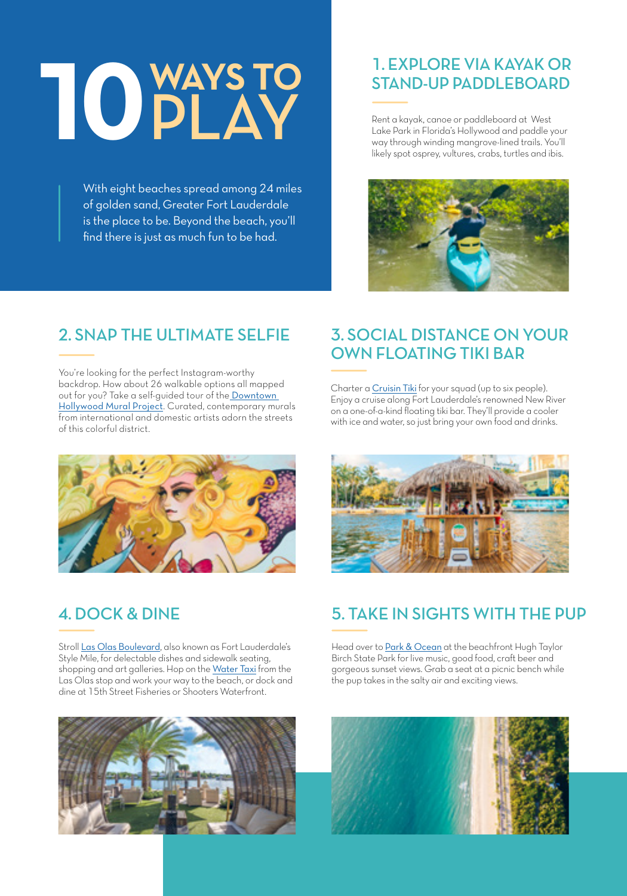# 10 WAYS TO PLAY

With eight beaches spread among 24 miles of golden sand, Greater Fort Lauderdale is the place to be. Beyond the beach, you'll find there is just as much fun to be had.

## 1. EXPLORE VIA KAYAK OR STAND-UP PADDLEBOARD

Rent a kayak, canoe or paddleboard at West Lake Park in Florida's Hollywood and paddle your way through winding mangrove-lined trails. You'll likely spot osprey, vultures, crabs, turtles and ibis.

## 2. SNAP THE ULTIMATE SELFIE

You're looking for the perfect Instagram-worthy backdrop. How about 26 walkable options all mapped out for you? Take a self-guided tour of the Downtown Hollywood Mural Project. Curated, contemporary murals from international and domestic artists adorn the streets of this colorful district.

## 3. SOCIAL DISTANCE ON YOUR OWN FLOATING TIKI BAR

Charter a Cruisin Tiki for your squad (up to six people). Enjoy a cruise along Fort Lauderdale's renowned New River on a one-of-a-kind floating tiki bar. They'll provide a cooler with ice and water, so just bring your own food and drinks.

## 4. DOCK & DINE

Stroll Las Olas Boulevard, also known as Fort Lauderdale's Style Mile, for delectable dishes and sidewalk seating, shopping and art galleries. Hop on the Water Taxi from the Las Olas stop and work your way to the beach, or dock and dine at 15th Street Fisheries or Shooters Waterfront.

## 5. TAKE IN SIGHTS WITH THE PUP

Head over to Park & Ocean at the beachfront Hugh Taylor Birch State Park for live music, good food, craft beer and gorgeous sunset views. Grab a seat at a picnic bench while the pup takes in the salty air and exciting views.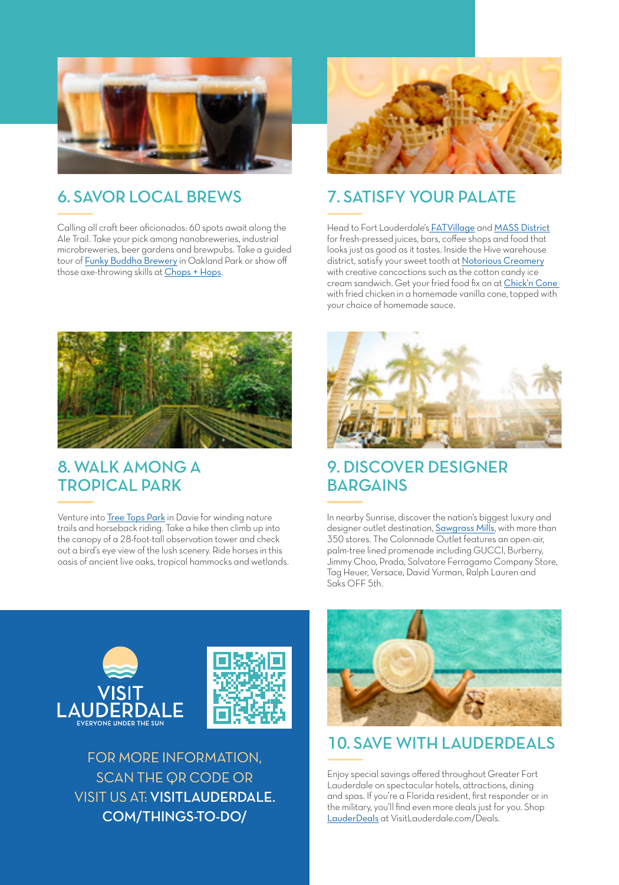## 6. SAVOR LOCAL BREWS

Calling all craft beer aficionados: 60 spots await along the Ale Trail. Take your pick among nanobreweries, industrial microbreweries, beer gardens and brewpubs. Take a guided tour of Funky Buddha Brewery in Oakland Park or show off those axe-throwing skills at Chops + Hops.

## 7. SATISFY YOUR PALATE

Head to Fort Lauderdale's FATVillage and MASS District for fresh-pressed juices, bars, coffee shops and food that looks just as good as it tastes. Inside the Hive warehouse district, satisfy your sweet tooth at Notorious Creamery with creative concoctions such as the cotton candy ice cream sandwich. Get your fried food fix on at Chick'n Cone with fried chicken in a homemade vanilla cone, topped with your choice of homemade sauce.

## 8. WALK AMONG A TROPICAL PARK

Venture into Tree Tops Park in Davie for winding nature trails and horseback riding. Take a hike then climb up into the canopy of a 28-foot-tall observation tower and check out a bird's eye view of the lush scenery. Ride horses in this oasis of ancient live oaks, tropical hammocks and wetlands.

## 9. DISCOVER DESIGNER BARGAINS

In nearby Sunrise, discover the nation's biggest luxury and designer outlet destination, Sawgrass Mills, with more than 350 stores. The Colonnade Outlet features an open-air, palm-tree lined promenade including GUCCI, Burberry, Jimmy Choo, Prada, Salvatore Ferragamo Company Store, Tag Heuer, Versace, David Yurman, Ralph Lauren and Saks OFF 5th.

VISIT LAUDERDALE
EVERYONE UNDER THE SUN

FOR MORE INFORMATION, SCAN THE QR CODE OR VISIT US AT: **VISITLAUDERDALE.COM/THINGS-TO-DO/**

## 10. SAVE WITH LAUDERDEALS

Enjoy special savings offered throughout Greater Fort Lauderdale on spectacular hotels, attractions, dining and spas. If you're a Florida resident, first responder or in the military, you'll find even more deals just for you. Shop LauderDeals at VisitLauderdale.com/Deals.